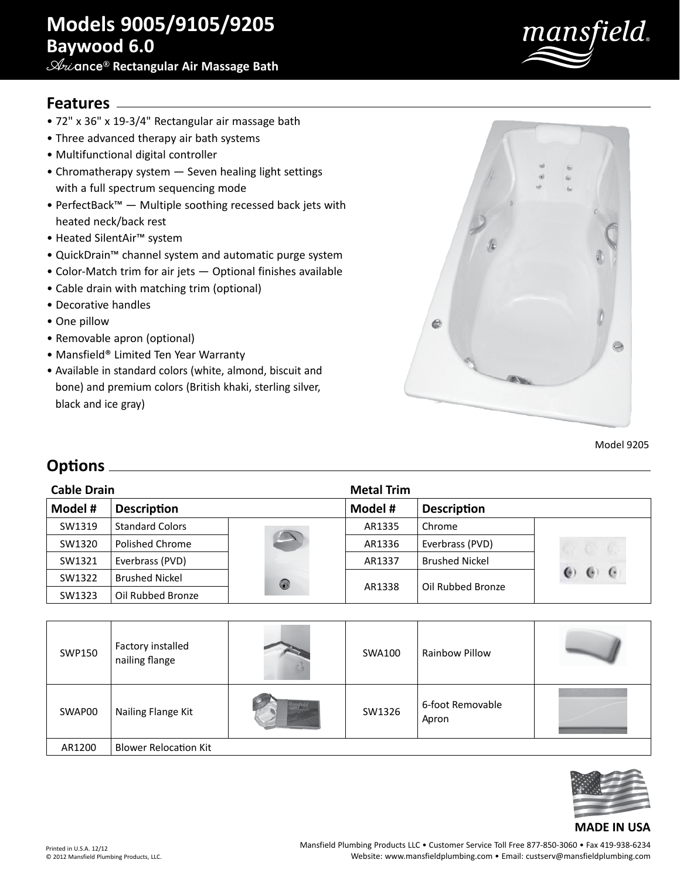# Models 9005/9105/9205

## Baywood 6.0

### Ariance® Rectangular Air Massage Bath

## Features

- 72" x 36" x 19-3/4" Rectangular air massage bath
- Three advanced therapy air bath systems
- Multifunctional digital controller
- Chromatherapy system — Seven healing light settings with a full spectrum sequencing mode
- PerfectBack™ — Multiple soothing recessed back jets with heated neck/back rest
- Heated SilentAir™ system
- QuickDrain™ channel system and automatic purge system
- Color-Match trim for air jets — Optional finishes available
- Cable drain with matching trim (optional)
- Decorative handles
- One pillow
- Removable apron (optional)
- Mansfield® Limited Ten Year Warranty
- Available in standard colors (white, almond, biscuit and bone) and premium colors (British khaki, sterling silver, black and ice gray)

Model 9205

## Options

**Cable Drain**

| Model # | Description |
|---|---|
| SW1319 | Standard Colors |
| SW1320 | Polished Chrome |
| SW1321 | Everbrass (PVD) |
| SW1322 | Brushed Nickel |
| SW1323 | Oil Rubbed Bronze |

**Metal Trim**

| Model # | Description |
|---|---|
| AR1335 | Chrome |
| AR1336 | Everbrass (PVD) |
| AR1337 | Brushed Nickel |
| AR1338 | Oil Rubbed Bronze |

| Model # | Description |
|---|---|
| SWP150 | Factory installed nailing flange |
| SWA100 | Rainbow Pillow |
| SWAP00 | Nailing Flange Kit |
| SW1326 | 6-foot Removable Apron |
| AR1200 | Blower Relocation Kit |

**MADE IN USA**

Printed in U.S.A. 12/12
© 2012 Mansfield Plumbing Products, LLC.

Mansfield Plumbing Products LLC • Customer Service Toll Free 877-850-3060 • Fax 419-938-6234
Website: www.mansfieldplumbing.com • Email: custserv@mansfieldplumbing.com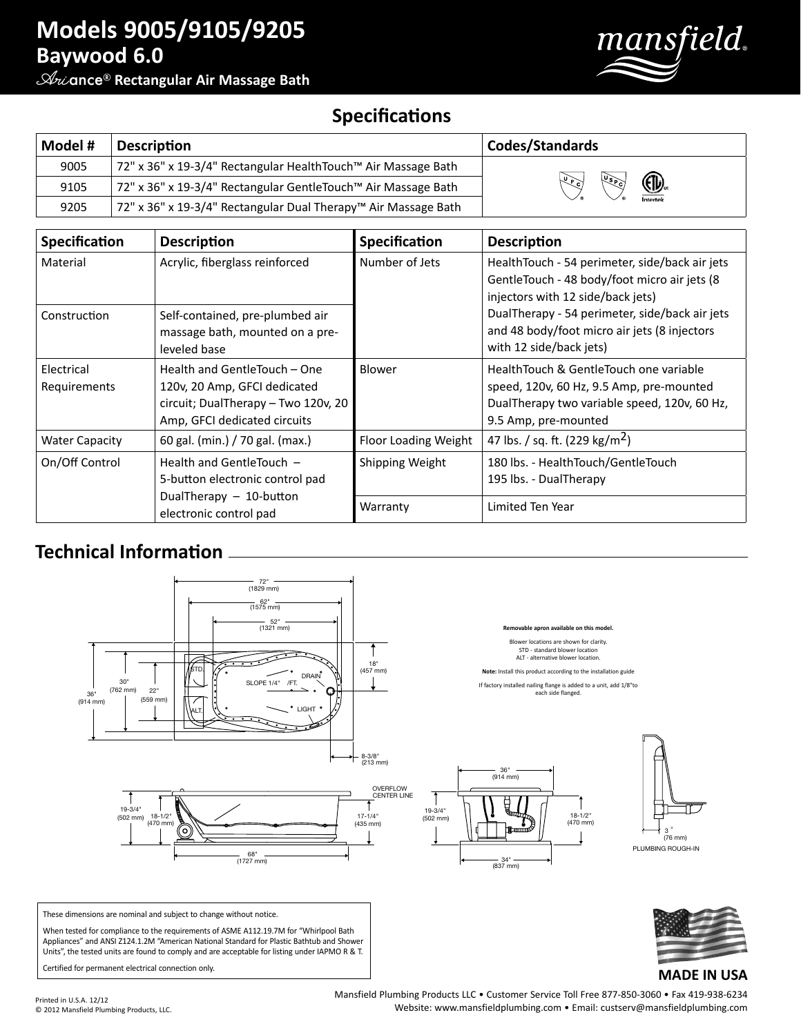# Models 9005/9105/9205

## Baywood 6.0

Ariance® Rectangular Air Massage Bath

## Specifications

| Model # | Description | Codes/Standards |
|---|---|---|
| 9005 | 72" x 36" x 19-3/4" Rectangular HealthTouch™ Air Massage Bath | |
| 9105 | 72" x 36" x 19-3/4" Rectangular GentleTouch™ Air Massage Bath | |
| 9205 | 72" x 36" x 19-3/4" Rectangular Dual Therapy™ Air Massage Bath | |

| Specification | Description | Specification | Description |
|---|---|---|---|
| Material | Acrylic, fiberglass reinforced | Number of Jets | HealthTouch - 54 perimeter, side/back air jets GentleTouch - 48 body/foot micro air jets (8 injectors with 12 side/back jets) DualTherapy - 54 perimeter, side/back air jets and 48 body/foot micro air jets (8 injectors with 12 side/back jets) |
| Construction | Self-contained, pre-plumbed air massage bath, mounted on a pre-leveled base | | |
| Electrical Requirements | Health and GentleTouch – One 120v, 20 Amp, GFCI dedicated circuit; DualTherapy – Two 120v, 20 Amp, GFCI dedicated circuits | Blower | HealthTouch & GentleTouch one variable speed, 120v, 60 Hz, 9.5 Amp, pre-mounted DualTherapy two variable speed, 120v, 60 Hz, 9.5 Amp, pre-mounted |
| Water Capacity | 60 gal. (min.) / 70 gal. (max.) | Floor Loading Weight | 47 lbs. / sq. ft. (229 kg/m$^2$) |
| On/Off Control | Health and GentleTouch – 5-button electronic control pad DualTherapy – 10-button electronic control pad | Shipping Weight | 180 lbs. - HealthTouch/GentleTouch 195 lbs. - DualTherapy |
| | | Warranty | Limited Ten Year |

## Technical Information

72" (1829 mm)
62" (1575 mm)
52" (1321 mm)
18" (457 mm)
36" (914 mm)
30" (762 mm)
22" (559 mm)
STD.
ALT.
DRAIN
SLOPE 1/4" /FT.
LIGHT
8-3/8" (213 mm)

OVERFLOW CENTER LINE
19-3/4" (502 mm)
18-1/2" (470 mm)
17-1/4" (435 mm)
68" (1727 mm)

36" (914 mm)
19-3/4" (502 mm)
18-1/2" (470 mm)
34" (837 mm)

3" (76 mm)
PLUMBING ROUGH-IN

**Removable apron available on this model.**

Blower locations are shown for clarity.
STD - standard blower location
ALT - alternative blower location.

**Note:** Install this product according to the installation guide

If factory installed nailing flange is added to a unit, add 1/8"to each side flanged.

These dimensions are nominal and subject to change without notice.

When tested for compliance to the requirements of ASME A112.19.7M for "Whirlpool Bath Appliances" and ANSI Z124.1.2M "American National Standard for Plastic Bathtub and Shower Units", the tested units are found to comply and are acceptable for listing under IAPMO R & T.

Certified for permanent electrical connection only.

**MADE IN USA**

Printed in U.S.A. 12/12
© 2012 Mansfield Plumbing Products, LLC.

Mansfield Plumbing Products LLC • Customer Service Toll Free 877-850-3060 • Fax 419-938-6234
Website: www.mansfieldplumbing.com • Email: custserv@mansfieldplumbing.com